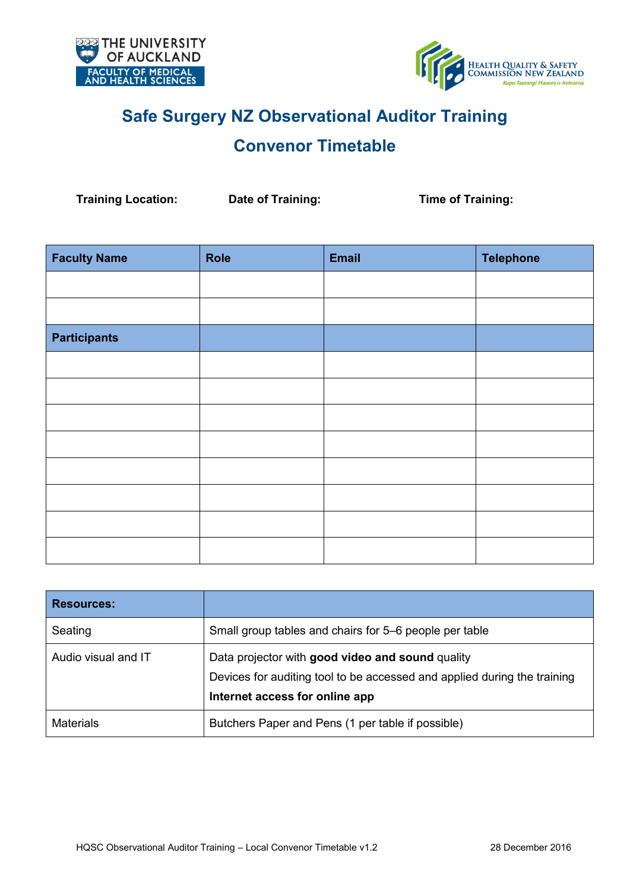# Safe Surgery NZ Observational Auditor Training

## Convenor Timetable

**Training Location:** **Date of Training:** **Time of Training:**

| Faculty Name | Role | Email | Telephone |
|---|---|---|---|
| | | | |
| | | | |
| **Participants** | | | |
| | | | |
| | | | |
| | | | |
| | | | |
| | | | |
| | | | |
| | | | |
| | | | |

| Resources: | |
|---|---|
| Seating | Small group tables and chairs for 5–6 people per table |
| Audio visual and IT | Data projector with **good video and sound** quality<br>Devices for auditing tool to be accessed and applied during the training<br>**Internet access for online app** |
| Materials | Butchers Paper and Pens (1 per table if possible) |

HQSC Observational Auditor Training – Local Convenor Timetable v1.2 28 December 2016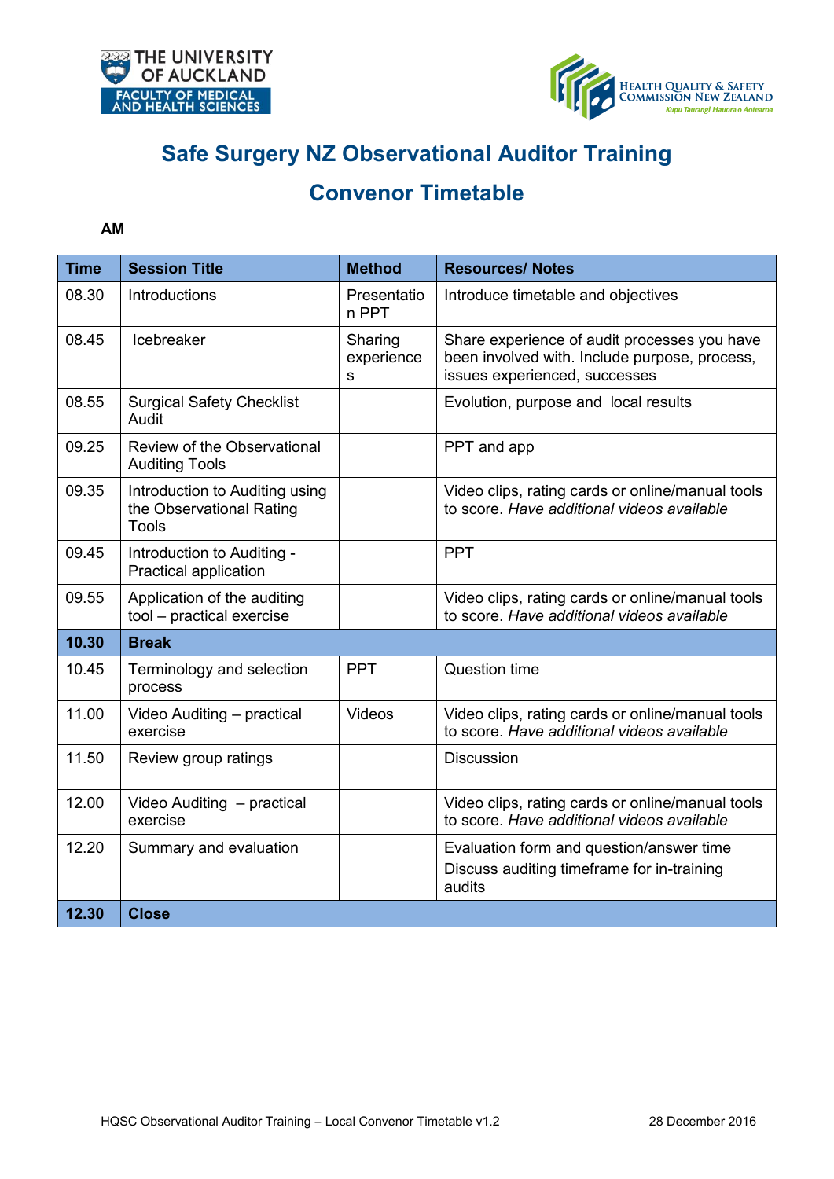# Safe Surgery NZ Observational Auditor Training

## Convenor Timetable

**AM**

| Time | Session Title | Method | Resources/ Notes |
|---|---|---|---|
| 08.30 | Introductions | Presentation PPT | Introduce timetable and objectives |
| 08.45 | Icebreaker | Sharing experiences | Share experience of audit processes you have been involved with. Include purpose, process, issues experienced, successes |
| 08.55 | Surgical Safety Checklist Audit | | Evolution, purpose and local results |
| 09.25 | Review of the Observational Auditing Tools | | PPT and app |
| 09.35 | Introduction to Auditing using the Observational Rating Tools | | Video clips, rating cards or online/manual tools to score. *Have additional videos available* |
| 09.45 | Introduction to Auditing - Practical application | | PPT |
| 09.55 | Application of the auditing tool – practical exercise | | Video clips, rating cards or online/manual tools to score. *Have additional videos available* |
| **10.30** | **Break** | | |
| 10.45 | Terminology and selection process | PPT | Question time |
| 11.00 | Video Auditing – practical exercise | Videos | Video clips, rating cards or online/manual tools to score. *Have additional videos available* |
| 11.50 | Review group ratings | | Discussion |
| 12.00 | Video Auditing – practical exercise | | Video clips, rating cards or online/manual tools to score. *Have additional videos available* |
| 12.20 | Summary and evaluation | | Evaluation form and question/answer time<br>Discuss auditing timeframe for in-training audits |
| **12.30** | **Close** | | |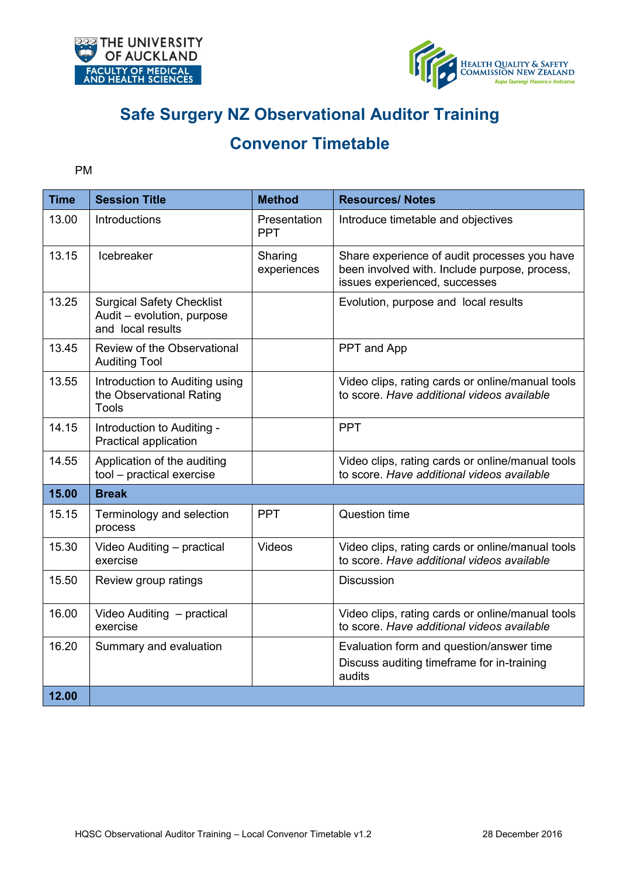# Safe Surgery NZ Observational Auditor Training

## Convenor Timetable

PM

| Time | Session Title | Method | Resources/ Notes |
|---|---|---|---|
| 13.00 | Introductions | Presentation PPT | Introduce timetable and objectives |
| 13.15 | Icebreaker | Sharing experiences | Share experience of audit processes you have been involved with. Include purpose, process, issues experienced, successes |
| 13.25 | Surgical Safety Checklist Audit – evolution, purpose and local results | | Evolution, purpose and local results |
| 13.45 | Review of the Observational Auditing Tool | | PPT and App |
| 13.55 | Introduction to Auditing using the Observational Rating Tools | | Video clips, rating cards or online/manual tools to score. *Have additional videos available* |
| 14.15 | Introduction to Auditing - Practical application | | PPT |
| 14.55 | Application of the auditing tool – practical exercise | | Video clips, rating cards or online/manual tools to score. *Have additional videos available* |
| **15.00** | **Break** | | |
| 15.15 | Terminology and selection process | PPT | Question time |
| 15.30 | Video Auditing – practical exercise | Videos | Video clips, rating cards or online/manual tools to score. *Have additional videos available* |
| 15.50 | Review group ratings | | Discussion |
| 16.00 | Video Auditing – practical exercise | | Video clips, rating cards or online/manual tools to score. *Have additional videos available* |
| 16.20 | Summary and evaluation | | Evaluation form and question/answer time<br>Discuss auditing timeframe for in-training audits |
| **12.00** | | | |

HQSC Observational Auditor Training – Local Convenor Timetable v1.2 28 December 2016